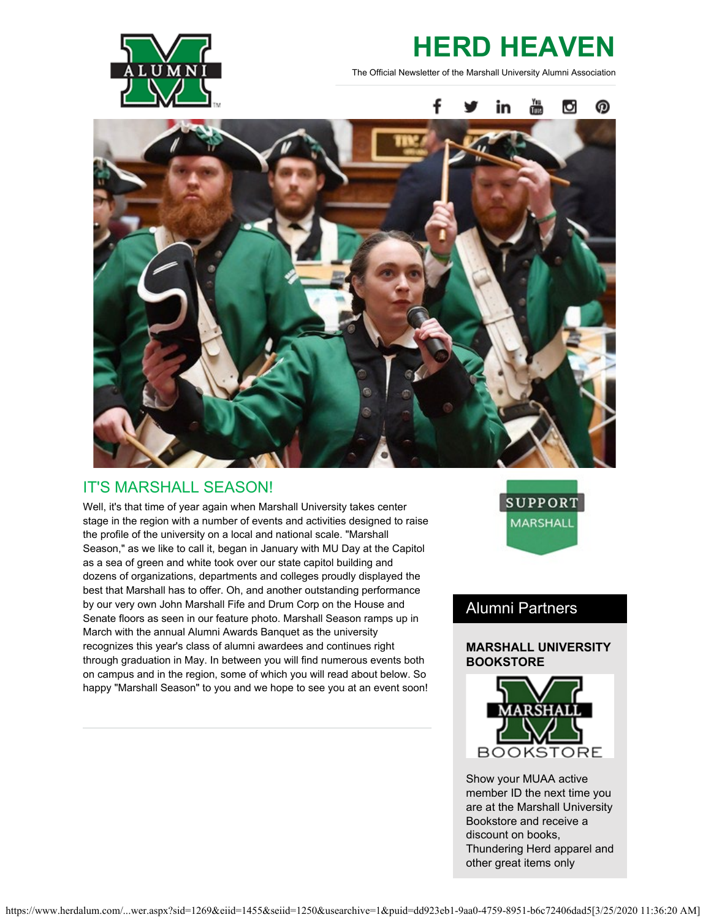# HERD HEAVEN

The Official Newsletter of the Marshall University Alumni Association

## IT'S MARSHALL SEASON!

Well, it's that time of year again when Marshall University takes center stage in the region with a number of events and activities designed to raise the profile of the university on a local and national scale. "Marshall Season," as we like to call it, began in January with MU Day at the Capitol as a sea of green and white took over our state capitol building and dozens of organizations, departments and colleges proudly displayed the best that Marshall has to offer. Oh, and another outstanding performance by our very own John Marshall Fife and Drum Corp on the House and Senate floors as seen in our feature photo. Marshall Season ramps up in March with the annual Alumni Awards Banquet as the university recognizes this year's class of alumni awardees and continues right through graduation in May. In between you will find numerous events both on campus and in the region, some of which you will read about below. So happy "Marshall Season" to you and we hope to see you at an event soon!

SUPPORT MARSHALL

## Alumni Partners

**MARSHALL UNIVERSITY BOOKSTORE**

Show your MUAA active member ID the next time you are at the Marshall University Bookstore and receive a discount on books, Thundering Herd apparel and other great items only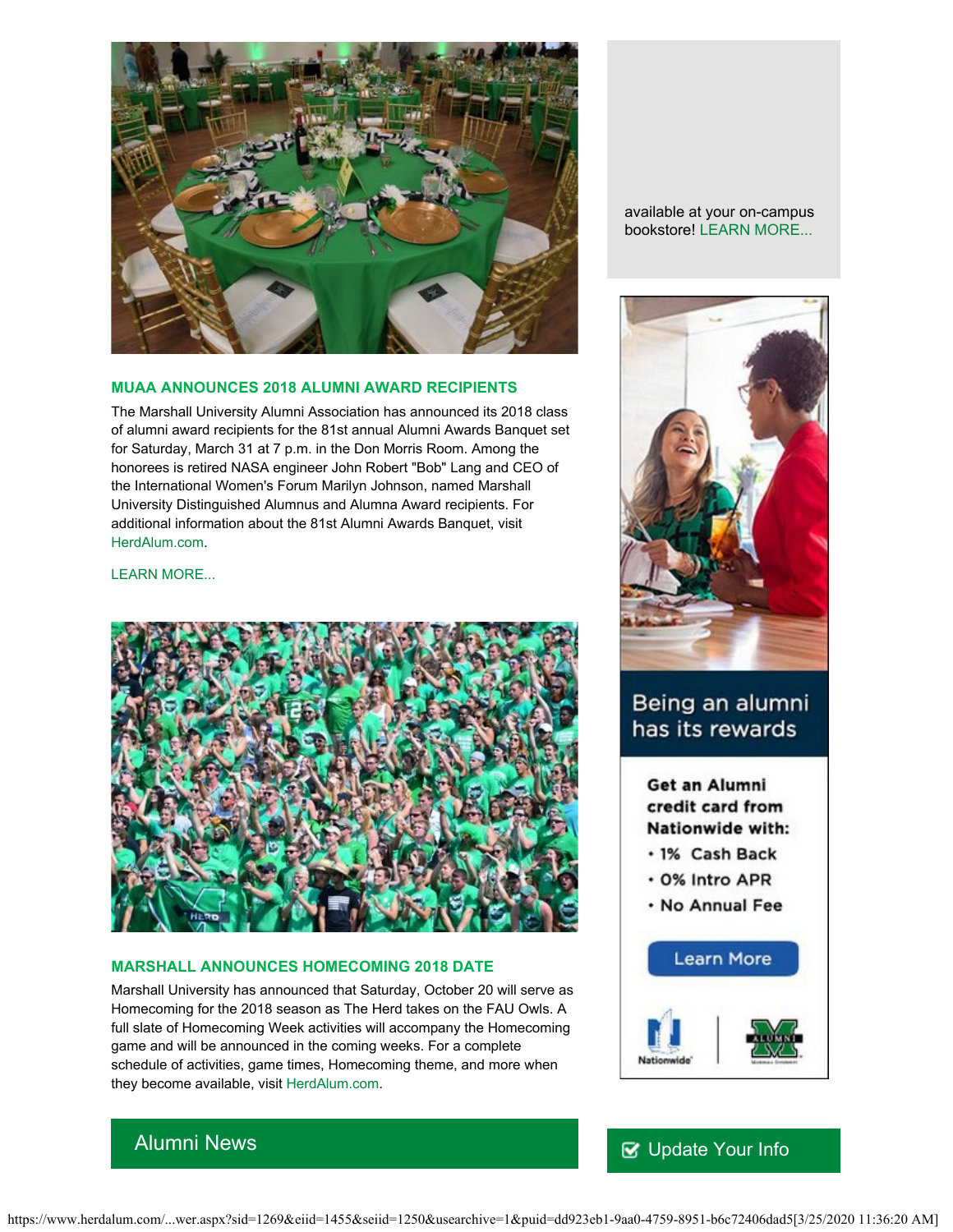### MUAA ANNOUNCES 2018 ALUMNI AWARD RECIPIENTS

The Marshall University Alumni Association has announced its 2018 class of alumni award recipients for the 81st annual Alumni Awards Banquet set for Saturday, March 31 at 7 p.m. in the Don Morris Room. Among the honorees is retired NASA engineer John Robert "Bob" Lang and CEO of the International Women's Forum Marilyn Johnson, named Marshall University Distinguished Alumnus and Alumna Award recipients. For additional information about the 81st Alumni Awards Banquet, visit HerdAlum.com.

LEARN MORE...

### MARSHALL ANNOUNCES HOMECOMING 2018 DATE

Marshall University has announced that Saturday, October 20 will serve as Homecoming for the 2018 season as The Herd takes on the FAU Owls. A full slate of Homecoming Week activities will accompany the Homecoming game and will be announced in the coming weeks. For a complete schedule of activities, game times, Homecoming theme, and more when they become available, visit HerdAlum.com.

## Alumni News

available at your on-campus bookstore! LEARN MORE...

Being an alumni has its rewards

Get an Alumni credit card from Nationwide with:

- 1% Cash Back
- 0% Intro APR
- No Annual Fee

Learn More

## Update Your Info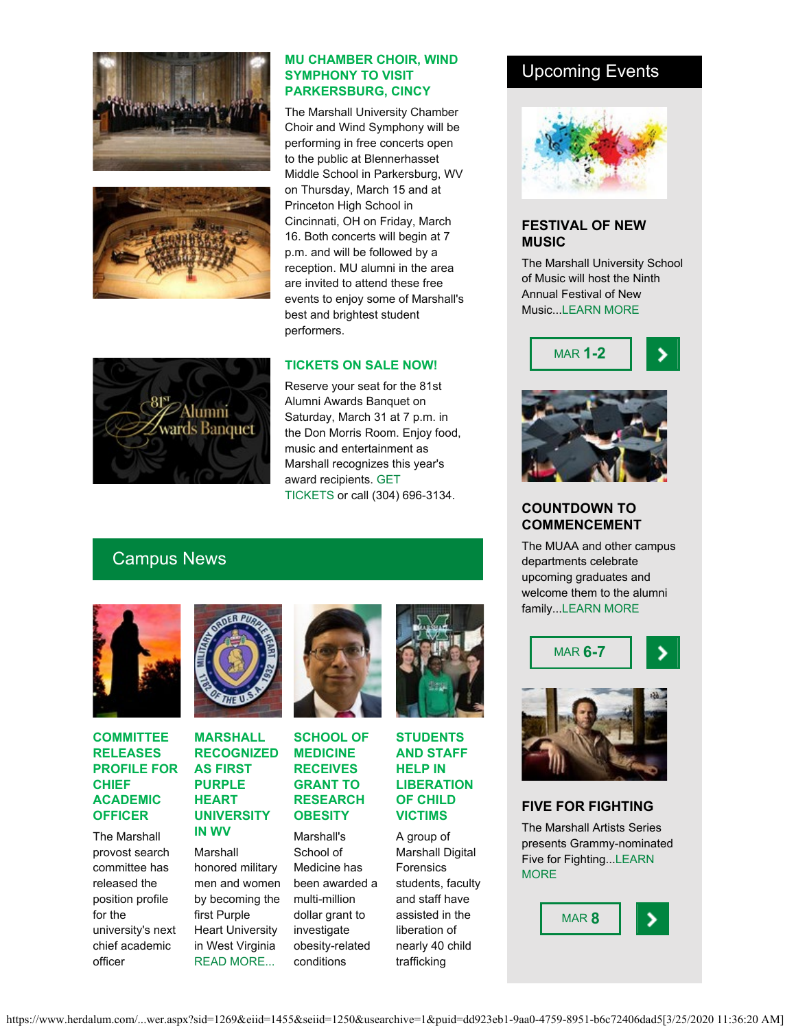### MU CHAMBER CHOIR, WIND SYMPHONY TO VISIT PARKERSBURG, CINCY

The Marshall University Chamber Choir and Wind Symphony will be performing in free concerts open to the public at Blennerhasset Middle School in Parkersburg, WV on Thursday, March 15 and at Princeton High School in Cincinnati, OH on Friday, March 16. Both concerts will begin at 7 p.m. and will be followed by a reception. MU alumni in the area are invited to attend these free events to enjoy some of Marshall's best and brightest student performers.

### TICKETS ON SALE NOW!

Reserve your seat for the 81st Alumni Awards Banquet on Saturday, March 31 at 7 p.m. in the Don Morris Room. Enjoy food, music and entertainment as Marshall recognizes this year's award recipients. GET TICKETS or call (304) 696-3134.

## Campus News

### COMMITTEE RELEASES PROFILE FOR CHIEF ACADEMIC OFFICER

The Marshall provost search committee has released the position profile for the university's next chief academic officer

### MARSHALL RECOGNIZED AS FIRST PURPLE HEART UNIVERSITY IN WV

Marshall honored military men and women by becoming the first Purple Heart University in West Virginia READ MORE...

### SCHOOL OF MEDICINE RECEIVES GRANT TO RESEARCH OBESITY

Marshall's School of Medicine has been awarded a multi-million dollar grant to investigate obesity-related conditions

### STUDENTS AND STAFF HELP IN LIBERATION OF CHILD VICTIMS

A group of Marshall Digital Forensics students, faculty and staff have assisted in the liberation of nearly 40 child trafficking

## Upcoming Events

### FESTIVAL OF NEW MUSIC

The Marshall University School of Music will host the Ninth Annual Festival of New Music...LEARN MORE

MAR **1-2**

### COUNTDOWN TO COMMENCEMENT

The MUAA and other campus departments celebrate upcoming graduates and welcome them to the alumni family...LEARN MORE

MAR **6-7**

### FIVE FOR FIGHTING

The Marshall Artists Series presents Grammy-nominated Five for Fighting...LEARN MORE

MAR **8**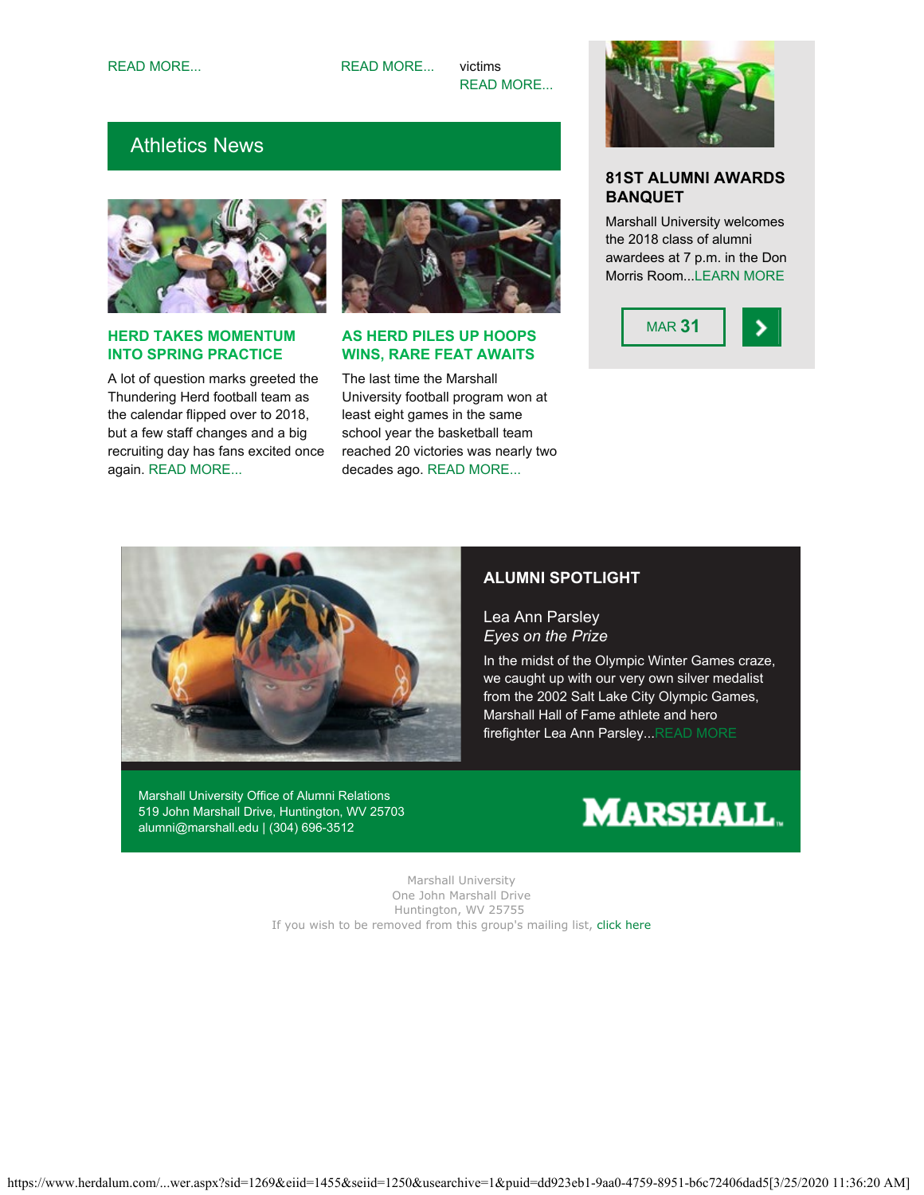READ MORE...

READ MORE...

victims
READ MORE...

## Athletics News

### HERD TAKES MOMENTUM INTO SPRING PRACTICE

A lot of question marks greeted the Thundering Herd football team as the calendar flipped over to 2018, but a few staff changes and a big recruiting day has fans excited once again. READ MORE...

### AS HERD PILES UP HOOPS WINS, RARE FEAT AWAITS

The last time the Marshall University football program won at least eight games in the same school year the basketball team reached 20 victories was nearly two decades ago. READ MORE...

### 81ST ALUMNI AWARDS BANQUET

Marshall University welcomes the 2018 class of alumni awardees at 7 p.m. in the Don Morris Room...LEARN MORE

MAR **31**

### ALUMNI SPOTLIGHT

Lea Ann Parsley
*Eyes on the Prize*

In the midst of the Olympic Winter Games craze, we caught up with our very own silver medalist from the 2002 Salt Lake City Olympic Games, Marshall Hall of Fame athlete and hero firefighter Lea Ann Parsley...READ MORE

Marshall University Office of Alumni Relations
519 John Marshall Drive, Huntington, WV 25703
alumni@marshall.edu | (304) 696-3512

MARSHALL.

Marshall University
One John Marshall Drive
Huntington, WV 25755
If you wish to be removed from this group's mailing list, click here